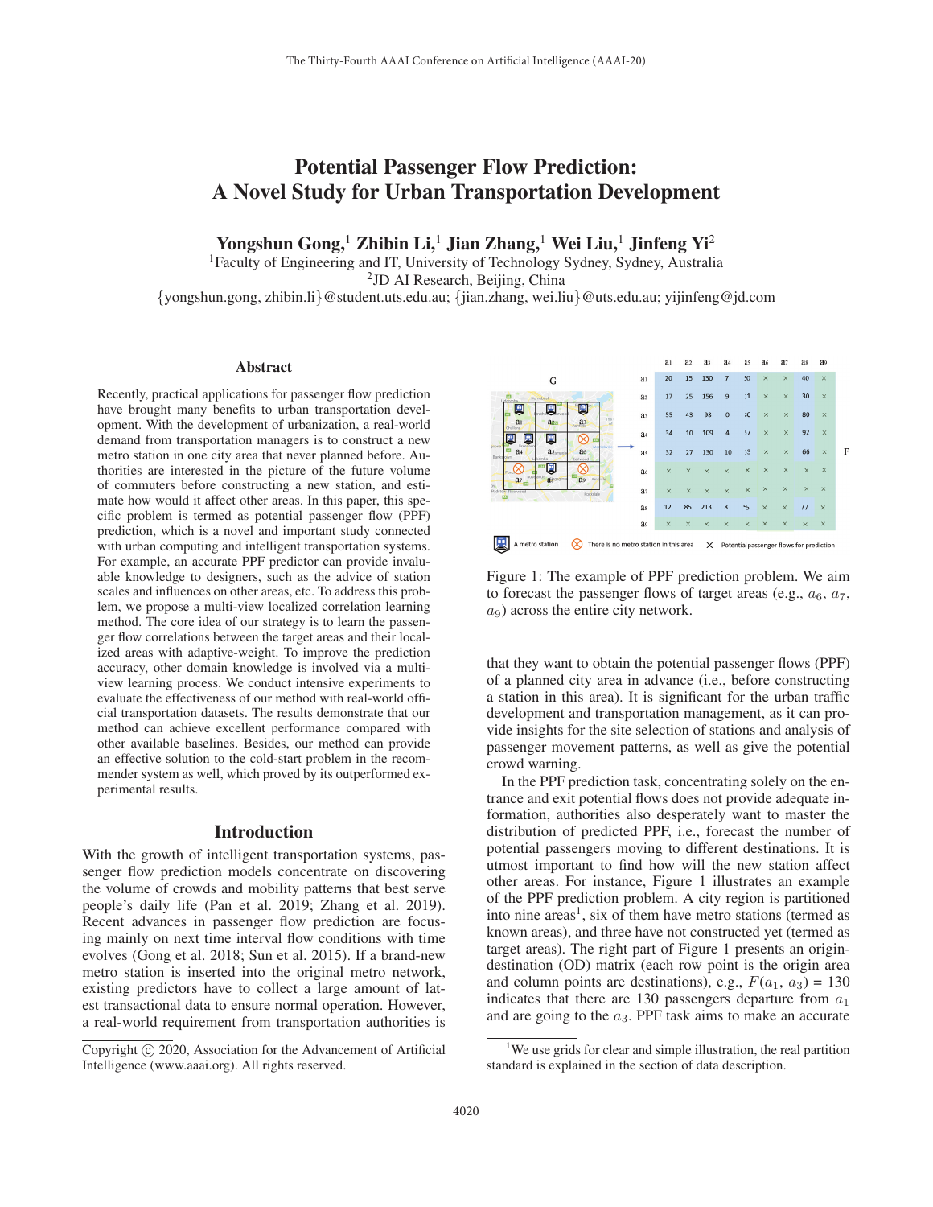# Potential Passenger Flow Prediction: A Novel Study for Urban Transportation Development

**Yongshun Gong,[1] Zhibin Li,[1] Jian Zhang,[1] Wei Liu,[1] Jinfeng Yi[2]**

[1]Faculty of Engineering and IT, University of Technology Sydney, Sydney, Australia
[2]JD AI Research, Beijing, China
{yongshun.gong, zhibin.li}@student.uts.edu.au; {jian.zhang, wei.liu}@uts.edu.au; yijinfeng@jd.com

## Abstract

Recently, practical applications for passenger flow prediction have brought many benefits to urban transportation development. With the development of urbanization, a real-world demand from transportation managers is to construct a new metro station in one city area that never planned before. Authorities are interested in the picture of the future volume of commuters before constructing a new station, and estimate how would it affect other areas. In this paper, this specific problem is termed as potential passenger flow (PPF) prediction, which is a novel and important study connected with urban computing and intelligent transportation systems. For example, an accurate PPF predictor can provide invaluable knowledge to designers, such as the advice of station scales and influences on other areas, etc. To address this problem, we propose a multi-view localized correlation learning method. The core idea of our strategy is to learn the passenger flow correlations between the target areas and their localized areas with adaptive-weight. To improve the prediction accuracy, other domain knowledge is involved via a multi-view learning process. We conduct intensive experiments to evaluate the effectiveness of our method with real-world official transportation datasets. The results demonstrate that our method can achieve excellent performance compared with other available baselines. Besides, our method can provide an effective solution to the cold-start problem in the recommender system as well, which proved by its outperformed experimental results.

## Introduction

With the growth of intelligent transportation systems, passenger flow prediction models concentrate on discovering the volume of crowds and mobility patterns that best serve people's daily life (Pan et al. 2019; Zhang et al. 2019). Recent advances in passenger flow prediction are focusing mainly on next time interval flow conditions with time evolves (Gong et al. 2018; Sun et al. 2015). If a brand-new metro station is inserted into the original metro network, existing predictors have to collect a large amount of latest transactional data to ensure normal operation. However, a real-world requirement from transportation authorities is that they want to obtain the potential passenger flows (PPF) of a planned city area in advance (i.e., before constructing a station in this area). It is significant for the urban traffic development and transportation management, as it can provide insights for the site selection of stations and analysis of passenger movement patterns, as well as give the potential crowd warning.

| | $a_1$ | $a_2$ | $a_3$ | $a_4$ | $a_5$ | $a_6$ | $a_7$ | $a_8$ | $a_9$ |
|---|---|---|---|---|---|---|---|---|---|
| $a_1$ | 20 | 15 | 130 | 7 | 50 | × | × | 40 | × |
| $a_2$ | 17 | 25 | 156 | 9 | 11 | × | × | 30 | × |
| $a_3$ | 55 | 43 | 98 | 0 | 80 | × | × | 80 | × |
| $a_4$ | 34 | 10 | 109 | 4 | 57 | × | × | 92 | × |
| $a_5$ | 32 | 27 | 130 | 10 | 13 | × | × | 66 | × |
| $a_6$ | × | × | × | × | × | × | × | × | × |
| $a_7$ | × | × | × | × | × | × | × | × | × |
| $a_8$ | 12 | 85 | 213 | 8 | 55 | × | × | 77 | × |
| $a_9$ | × | × | × | × | × | × | × | × | × |

Figure 1: The example of PPF prediction problem. We aim to forecast the passenger flows of target areas (e.g., $a_6$, $a_7$, $a_9$) across the entire city network.

In the PPF prediction task, concentrating solely on the entrance and exit potential flows does not provide adequate information, authorities also desperately want to master the distribution of predicted PPF, i.e., forecast the number of potential passengers moving to different destinations. It is utmost important to find how will the new station affect other areas. For instance, Figure 1 illustrates an example of the PPF prediction problem. A city region is partitioned into nine areas[1], six of them have metro stations (termed as known areas), and three have not constructed yet (termed as target areas). The right part of Figure 1 presents an origin-destination (OD) matrix (each row point is the origin area and column points are destinations), e.g., $F(a_1, a_3) = 130$ indicates that there are 130 passengers departure from $a_1$ and are going to the $a_3$. PPF task aims to make an accurate

[1]We use grids for clear and simple illustration, the real partition standard is explained in the section of data description.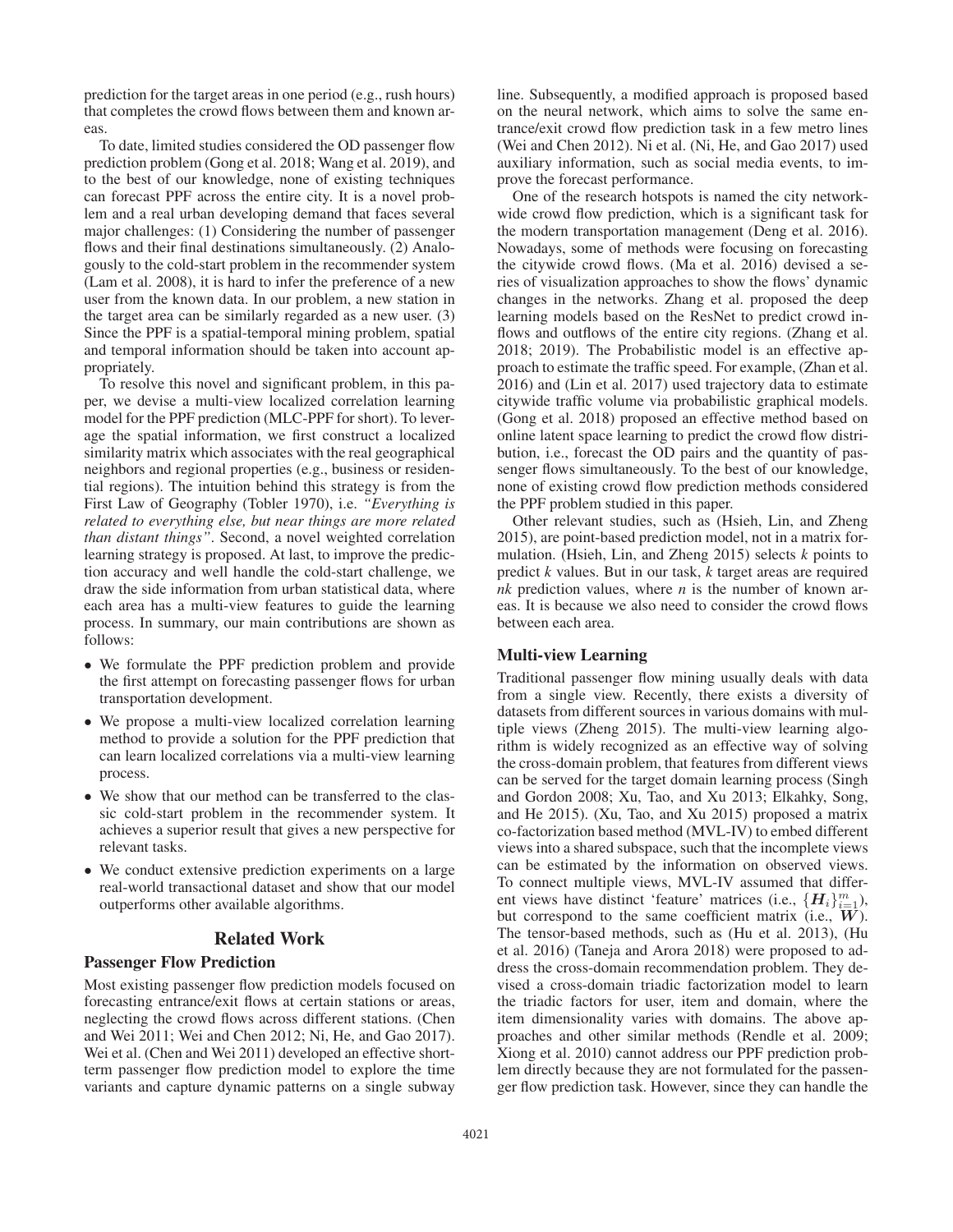prediction for the target areas in one period (e.g., rush hours) that completes the crowd flows between them and known areas.

To date, limited studies considered the OD passenger flow prediction problem (Gong et al. 2018; Wang et al. 2019), and to the best of our knowledge, none of existing techniques can forecast PPF across the entire city. It is a novel problem and a real urban developing demand that faces several major challenges: (1) Considering the number of passenger flows and their final destinations simultaneously. (2) Analogously to the cold-start problem in the recommender system (Lam et al. 2008), it is hard to infer the preference of a new user from the known data. In our problem, a new station in the target area can be similarly regarded as a new user. (3) Since the PPF is a spatial-temporal mining problem, spatial and temporal information should be taken into account appropriately.

To resolve this novel and significant problem, in this paper, we devise a multi-view localized correlation learning model for the PPF prediction (MLC-PPF for short). To leverage the spatial information, we first construct a localized similarity matrix which associates with the real geographical neighbors and regional properties (e.g., business or residential regions). The intuition behind this strategy is from the First Law of Geography (Tobler 1970), i.e. *"Everything is related to everything else, but near things are more related than distant things"*. Second, a novel weighted correlation learning strategy is proposed. At last, to improve the prediction accuracy and well handle the cold-start challenge, we draw the side information from urban statistical data, where each area has a multi-view features to guide the learning process. In summary, our main contributions are shown as follows:

- We formulate the PPF prediction problem and provide the first attempt on forecasting passenger flows for urban transportation development.
- We propose a multi-view localized correlation learning method to provide a solution for the PPF prediction that can learn localized correlations via a multi-view learning process.
- We show that our method can be transferred to the classic cold-start problem in the recommender system. It achieves a superior result that gives a new perspective for relevant tasks.
- We conduct extensive prediction experiments on a large real-world transactional dataset and show that our model outperforms other available algorithms.

## Related Work

### Passenger Flow Prediction

Most existing passenger flow prediction models focused on forecasting entrance/exit flows at certain stations or areas, neglecting the crowd flows across different stations. (Chen and Wei 2011; Wei and Chen 2012; Ni, He, and Gao 2017). Wei et al. (Chen and Wei 2011) developed an effective short-term passenger flow prediction model to explore the time variants and capture dynamic patterns on a single subway line. Subsequently, a modified approach is proposed based on the neural network, which aims to solve the same entrance/exit crowd flow prediction task in a few metro lines (Wei and Chen 2012). Ni et al. (Ni, He, and Gao 2017) used auxiliary information, such as social media events, to improve the forecast performance.

One of the research hotspots is named the city network-wide crowd flow prediction, which is a significant task for the modern transportation management (Deng et al. 2016). Nowadays, some of methods were focusing on forecasting the citywide crowd flows. (Ma et al. 2016) devised a series of visualization approaches to show the flows' dynamic changes in the networks. Zhang et al. proposed the deep learning models based on the ResNet to predict crowd inflows and outflows of the entire city regions. (Zhang et al. 2018; 2019). The Probabilistic model is an effective approach to estimate the traffic speed. For example, (Zhan et al. 2016) and (Lin et al. 2017) used trajectory data to estimate citywide traffic volume via probabilistic graphical models. (Gong et al. 2018) proposed an effective method based on online latent space learning to predict the crowd flow distribution, i.e., forecast the OD pairs and the quantity of passenger flows simultaneously. To the best of our knowledge, none of existing crowd flow prediction methods considered the PPF problem studied in this paper.

Other relevant studies, such as (Hsieh, Lin, and Zheng 2015), are point-based prediction model, not in a matrix formulation. (Hsieh, Lin, and Zheng 2015) selects $k$ points to predict $k$ values. But in our task, $k$ target areas are required $nk$ prediction values, where $n$ is the number of known areas. It is because we also need to consider the crowd flows between each area.

### Multi-view Learning

Traditional passenger flow mining usually deals with data from a single view. Recently, there exists a diversity of datasets from different sources in various domains with multiple views (Zheng 2015). The multi-view learning algorithm is widely recognized as an effective way of solving the cross-domain problem, that features from different views can be served for the target domain learning process (Singh and Gordon 2008; Xu, Tao, and Xu 2013; Elkahky, Song, and He 2015). (Xu, Tao, and Xu 2015) proposed a matrix co-factorization based method (MVL-IV) to embed different views into a shared subspace, such that the incomplete views can be estimated by the information on observed views. To connect multiple views, MVL-IV assumed that different views have distinct 'feature' matrices (i.e., $\{\boldsymbol{H}_i\}_{i=1}^m$), but correspond to the same coefficient matrix (i.e., $\boldsymbol{W}$). The tensor-based methods, such as (Hu et al. 2013), (Hu et al. 2016) (Taneja and Arora 2018) were proposed to address the cross-domain recommendation problem. They devised a cross-domain triadic factorization model to learn the triadic factors for user, item and domain, where the item dimensionality varies with domains. The above approaches and other similar methods (Rendle et al. 2009; Xiong et al. 2010) cannot address our PPF prediction problem directly because they are not formulated for the passenger flow prediction task. However, since they can handle the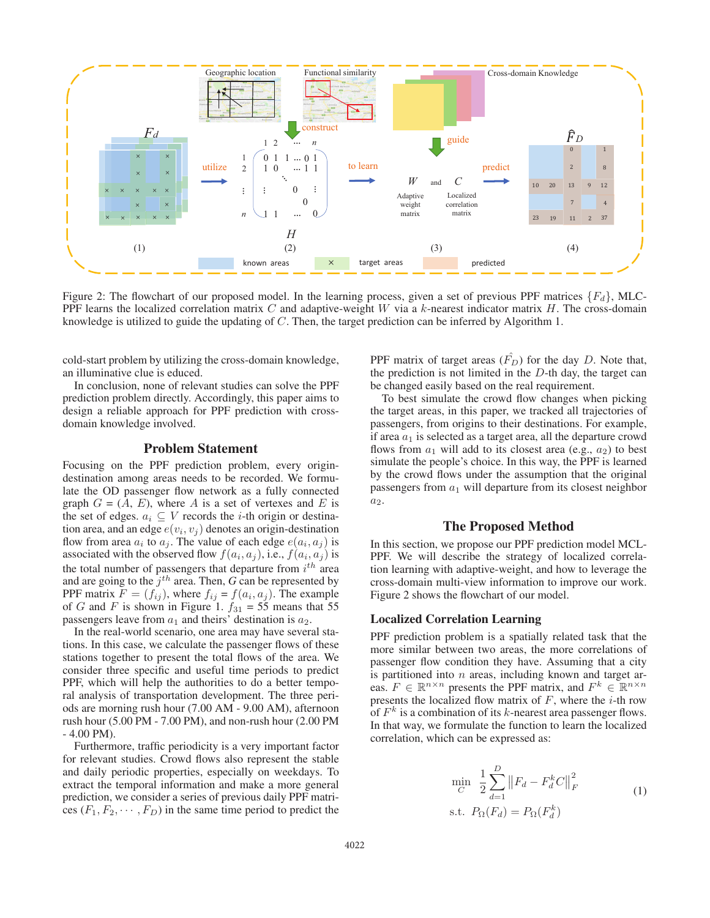Figure 2: The flowchart of our proposed model. In the learning process, given a set of previous PPF matrices $\{F_d\}$, MLC-PPF learns the localized correlation matrix $C$ and adaptive-weight $W$ via a $k$-nearest indicator matrix $H$. The cross-domain knowledge is utilized to guide the updating of $C$. Then, the target prediction can be inferred by Algorithm 1.

cold-start problem by utilizing the cross-domain knowledge, an illuminative clue is educed.

In conclusion, none of relevant studies can solve the PPF prediction problem directly. Accordingly, this paper aims to design a reliable approach for PPF prediction with cross-domain knowledge involved.

## Problem Statement

Focusing on the PPF prediction problem, every origin-destination among areas needs to be recorded. We formulate the OD passenger flow network as a fully connected graph $G = (A, E)$, where $A$ is a set of vertexes and $E$ is the set of edges. $a_i \subseteq V$ records the $i$-th origin or destination area, and an edge $e(v_i, v_j)$ denotes an origin-destination flow from area $a_i$ to $a_j$. The value of each edge $e(a_i, a_j)$ is associated with the observed flow $f(a_i, a_j)$, i.e., $f(a_i, a_j)$ is the total number of passengers that departure from $i^{th}$ area and are going to the $j^{th}$ area. Then, $G$ can be represented by PPF matrix $F = (f_{ij})$, where $f_{ij} = f(a_i, a_j)$. The example of $G$ and $F$ is shown in Figure 1. $f_{31}$ = 55 means that 55 passengers leave from $a_1$ and theirs' destination is $a_2$.

In the real-world scenario, one area may have several stations. In this case, we calculate the passenger flows of these stations together to present the total flows of the area. We consider three specific and useful time periods to predict PPF, which will help the authorities to do a better temporal analysis of transportation development. The three periods are morning rush hour (7.00 AM - 9.00 AM), afternoon rush hour (5.00 PM - 7.00 PM), and non-rush hour (2.00 PM - 4.00 PM).

Furthermore, traffic periodicity is a very important factor for relevant studies. Crowd flows also represent the stable and daily periodic properties, especially on weekdays. To extract the temporal information and make a more general prediction, we consider a series of previous daily PPF matrices $(F_1, F_2, \cdots, F_D)$ in the same time period to predict the PPF matrix of target areas ($\hat{F_D}$) for the day $D$. Note that, the prediction is not limited in the $D$-th day, the target can be changed easily based on the real requirement.

To best simulate the crowd flow changes when picking the target areas, in this paper, we tracked all trajectories of passengers, from origins to their destinations. For example, if area $a_1$ is selected as a target area, all the departure crowd flows from $a_1$ will add to its closest area (e.g., $a_2$) to best simulate the people's choice. In this way, the PPF is learned by the crowd flows under the assumption that the original passengers from $a_1$ will departure from its closest neighbor $a_2$.

## The Proposed Method

In this section, we propose our PPF prediction model MCL-PPF. We will describe the strategy of localized correlation learning with adaptive-weight, and how to leverage the cross-domain multi-view information to improve our work. Figure 2 shows the flowchart of our model.

### Localized Correlation Learning

PPF prediction problem is a spatially related task that the more similar between two areas, the more correlations of passenger flow condition they have. Assuming that a city is partitioned into $n$ areas, including known and target areas. $F \in \mathbb{R}^{n\times n}$ presents the PPF matrix, and $F^k \in \mathbb{R}^{n\times n}$ presents the localized flow matrix of $F$, where the $i$-th row of $F^k$ is a combination of its $k$-nearest area passenger flows. In that way, we formulate the function to learn the localized correlation, which can be expressed as:

$$\min_{C} \ \frac{1}{2}\sum_{d=1}^{D} \left\|F_d - F_d^k C\right\|_F^2 \quad \text{s.t.} \ P_\Omega(F_d) = P_\Omega(F_d^k) \tag{1}$$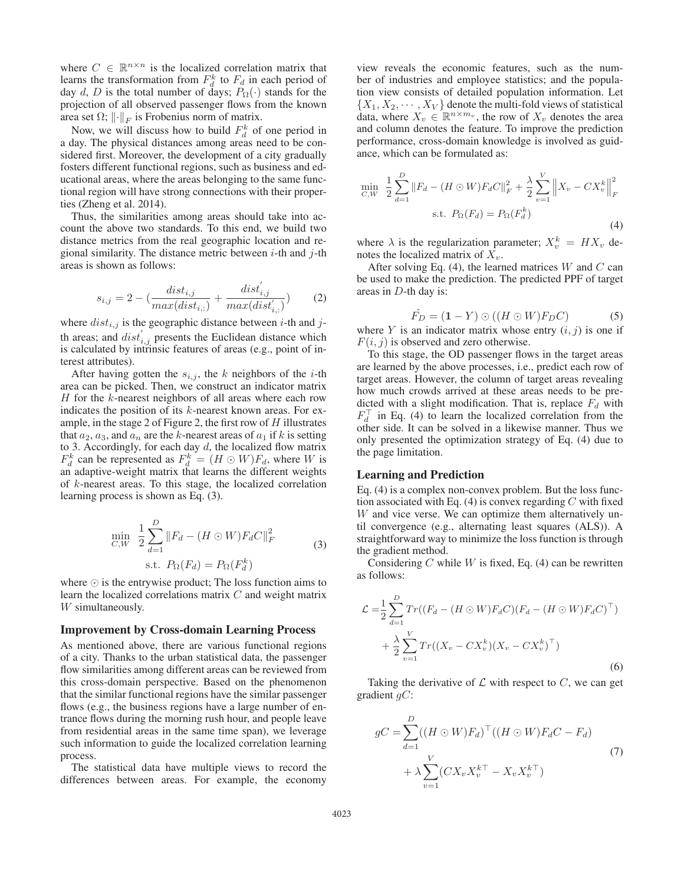where $C \in \mathbb{R}^{n \times n}$ is the localized correlation matrix that learns the transformation from $F_d^k$ to $F_d$ in each period of day $d$, $D$ is the total number of days; $P_\Omega(\cdot)$ stands for the projection of all observed passenger flows from the known area set $\Omega$; $\|\cdot\|_F$ is Frobenius norm of matrix.

Now, we will discuss how to build $F_d^k$ of one period in a day. The physical distances among areas need to be considered first. Moreover, the development of a city gradually fosters different functional regions, such as business and educational areas, where the areas belonging to the same functional region will have strong connections with their properties (Zheng et al. 2014).

Thus, the similarities among areas should take into account the above two standards. To this end, we build two distance metrics from the real geographic location and regional similarity. The distance metric between $i$-th and $j$-th areas is shown as follows:

$$s_{i,j} = 2 - \left(\frac{dist_{i,j}}{max(dist_{i,:})} + \frac{dist'_{i,j}}{max(dist'_{i,:})}\right) \tag{2}$$

where $dist_{i,j}$ is the geographic distance between $i$-th and $j$-th areas; and $dist'_{i,j}$ presents the Euclidean distance which is calculated by intrinsic features of areas (e.g., point of interest attributes).

After having gotten the $s_{i,j}$, the $k$ neighbors of the $i$-th area can be picked. Then, we construct an indicator matrix $H$ for the $k$-nearest neighbors of all areas where each row indicates the position of its $k$-nearest known areas. For example, in the stage 2 of Figure 2, the first row of $H$ illustrates that $a_2$, $a_3$, and $a_n$ are the $k$-nearest areas of $a_1$ if $k$ is setting to 3. Accordingly, for each day $d$, the localized flow matrix $F_d^k$ can be represented as $F_d^k = (H \odot W)F_d$, where $W$ is an adaptive-weight matrix that learns the different weights of $k$-nearest areas. To this stage, the localized correlation learning process is shown as Eq. (3).

$$\min_{C,W} \ \frac{1}{2}\sum_{d=1}^{D} \|F_d - (H \odot W)F_d C\|_F^2 \quad \text{s.t. } P_\Omega(F_d) = P_\Omega(F_d^k) \tag{3}$$

where $\odot$ is the entrywise product; The loss function aims to learn the localized correlations matrix $C$ and weight matrix $W$ simultaneously.

## Improvement by Cross-domain Learning Process

As mentioned above, there are various functional regions of a city. Thanks to the urban statistical data, the passenger flow similarities among different areas can be reviewed from this cross-domain perspective. Based on the phenomenon that the similar functional regions have the similar passenger flows (e.g., the business regions have a large number of entrance flows during the morning rush hour, and people leave from residential areas in the same time span), we leverage such information to guide the localized correlation learning process.

The statistical data have multiple views to record the differences between areas. For example, the economy view reveals the economic features, such as the number of industries and employee statistics; and the population view consists of detailed population information. Let $\{X_1, X_2, \cdots, X_V\}$ denote the multi-fold views of statistical data, where $X_v \in \mathbb{R}^{n \times m_v}$, the row of $X_v$ denotes the area and column denotes the feature. To improve the prediction performance, cross-domain knowledge is involved as guidance, which can be formulated as:

$$\min_{C,W} \ \frac{1}{2}\sum_{d=1}^{D} \|F_d - (H \odot W)F_d C\|_F^2 + \frac{\lambda}{2}\sum_{v=1}^{V}\left\|X_v - CX_v^k\right\|_F^2 \quad \text{s.t. } P_\Omega(F_d) = P_\Omega(F_d^k) \tag{4}$$

where $\lambda$ is the regularization parameter; $X_v^k = HX_v$ denotes the localized matrix of $X_v$.

After solving Eq. (4), the learned matrices $W$ and $C$ can be used to make the prediction. The predicted PPF of target areas in $D$-th day is:

$$\hat{F_D} = (\mathbf{1} - Y) \odot ((H \odot W)F_D C) \tag{5}$$

where $Y$ is an indicator matrix whose entry $(i, j)$ is one if $F(i, j)$ is observed and zero otherwise.

To this stage, the OD passenger flows in the target areas are learned by the above processes, i.e., predict each row of target areas. However, the column of target areas revealing how much crowds arrived at these areas needs to be predicted with a slight modification. That is, replace $F_d$ with $F_d^\top$ in Eq. (4) to learn the localized correlation from the other side. It can be solved in a likewise manner. Thus we only presented the optimization strategy of Eq. (4) due to the page limitation.

## Learning and Prediction

Eq. (4) is a complex non-convex problem. But the loss function associated with Eq. (4) is convex regarding $C$ with fixed $W$ and vice verse. We can optimize them alternatively until convergence (e.g., alternating least squares (ALS)). A straightforward way to minimize the loss function is through the gradient method.

Considering $C$ while $W$ is fixed, Eq. (4) can be rewritten as follows:

$$\begin{aligned} \mathcal{L} =& \frac{1}{2}\sum_{d=1}^{D} Tr((F_d - (H \odot W)F_d C)(F_d - (H \odot W)F_d C)^\top) \\ &+ \frac{\lambda}{2}\sum_{v=1}^{V} Tr((X_v - CX_v^k)(X_v - CX_v^k)^\top) \end{aligned} \tag{6}$$

Taking the derivative of $\mathcal{L}$ with respect to $C$, we can get gradient $gC$:

$$\begin{aligned} gC =& \sum_{d=1}^{D}((H \odot W)F_d)^\top((H \odot W)F_d C - F_d) \\ &+ \lambda\sum_{v=1}^{V}(CX_v X_v^{k\top} - X_v X_v^{k\top}) \end{aligned} \tag{7}$$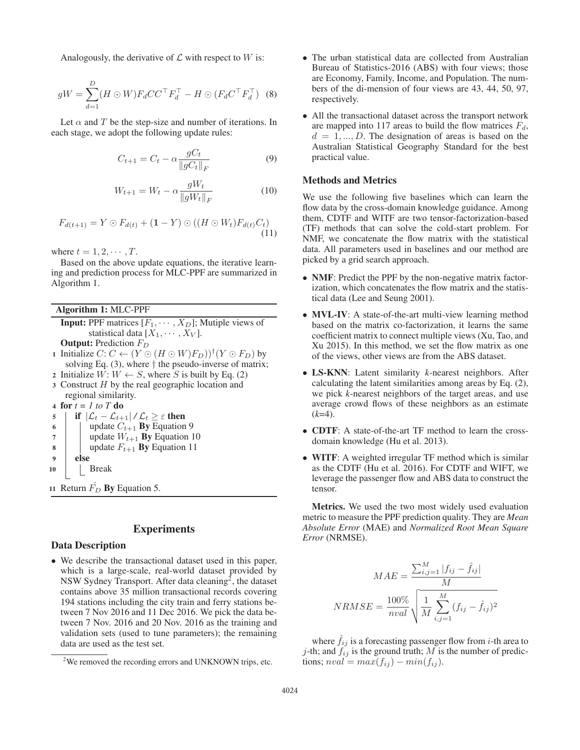Analogously, the derivative of $\mathcal{L}$ with respect to $W$ is:

$$gW = \sum_{d=1}^{D}(H \odot W)F_d CC^\top F_d^\top - H \odot (F_d C^\top F_d^\top) \quad (8)$$

Let $\alpha$ and $T$ be the step-size and number of iterations. In each stage, we adopt the following update rules:

$$C_{t+1} = C_t - \alpha \frac{gC_t}{\|gC_t\|_F} \quad (9)$$

$$W_{t+1} = W_t - \alpha \frac{gW_t}{\|gW_t\|_F} \quad (10)$$

$$F_{d(t+1)} = Y \odot F_{d(t)} + (\mathbf{1} - Y) \odot ((H \odot W_t)F_{d(t)}C_t) \quad (11)$$

where $t = 1, 2, \cdots, T$.

Based on the above update equations, the iterative learning and prediction process for MLC-PPF are summarized in Algorithm 1.

**Algorithm 1:** MLC-PPF

```
Input: PPF matrices [F_1, ..., X_D]; Mutiple views of
       statistical data [X_1, ..., X_V].
Output: Prediction F_D
1  Initialize C: C ← (Y ⊙ (H ⊙ W)F_D))^† (Y ⊙ F_D) by
   solving Eq. (3), where † the pseudo-inverse of matrix;
2  Initialize W: W ← S, where S is built by Eq. (2)
3  Construct H by the real geographic location and
   regional similarity.
4  for t = 1 to T do
5      if |L_t − L_{t+1}| / L_t ≥ ε then
6          update C_{t+1} By Equation 9
7          update W_{t+1} By Equation 10
8          update F_{t+1} By Equation 11
9      else
10         Break
11 Return F̂_D By Equation 5.
```

# Experiments

## Data Description

- We describe the transactional dataset used in this paper, which is a large-scale, real-world dataset provided by NSW Sydney Transport. After data cleaning[2], the dataset contains above 35 million transactional records covering 194 stations including the city train and ferry stations between 7 Nov 2016 and 11 Dec 2016. We pick the data between 7 Nov. 2016 and 20 Nov. 2016 as the training and validation sets (used to tune parameters); the remaining data are used as the test set.
- The urban statistical data are collected from Australian Bureau of Statistics-2016 (ABS) with four views; those are Economy, Family, Income, and Population. The numbers of the di-mension of four views are 43, 44, 50, 97, respectively.
- All the transactional dataset across the transport network are mapped into 117 areas to build the flow matrices $F_d$, $d = 1, ..., D$. The designation of areas is based on the Australian Statistical Geography Standard for the best practical value.

[2]We removed the recording errors and UNKNOWN trips, etc.

## Methods and Metrics

We use the following five baselines which can learn the flow data by the cross-domain knowledge guidance. Among them, CDTF and WITF are two tensor-factorization-based (TF) methods that can solve the cold-start problem. For NMF, we concatenate the flow matrix with the statistical data. All parameters used in baselines and our method are picked by a grid search approach.

- **NMF**: Predict the PPF by the non-negative matrix factorization, which concatenates the flow matrix and the statistical data (Lee and Seung 2001).
- **MVL-IV**: A state-of-the-art multi-view learning method based on the matrix co-factorization, it learns the same coefficient matrix to connect multiple views (Xu, Tao, and Xu 2015). In this method, we set the flow matrix as one of the views, other views are from the ABS dataset.
- **LS-KNN**: Latent similarity *k*-nearest neighbors. After calculating the latent similarities among areas by Eq. (2), we pick *k*-nearest neighbors of the target areas, and use average crowd flows of these neighbors as an estimate (*k*=4).
- **CDTF**: A state-of-the-art TF method to learn the cross-domain knowledge (Hu et al. 2013).
- **WITF**: A weighted irregular TF method which is similar as the CDTF (Hu et al. 2016). For CDTF and WIFT, we leverage the passenger flow and ABS data to construct the tensor.

**Metrics.** We used the two most widely used evaluation metric to measure the PPF prediction quality. They are *Mean Absolute Error* (MAE) and *Normalized Root Mean Square Error* (NRMSE).

$$MAE = \frac{\sum_{i,j=1}^{M} |f_{ij} - \hat{f}_{ij}|}{M}$$

$$NRMSE = \frac{100\%}{nval}\sqrt{\frac{1}{M}\sum_{i,j=1}^{M}(f_{ij} - \hat{f}_{ij})^2}$$

where $\hat{f}_{ij}$ is a forecasting passenger flow from $i$-th area to $j$-th; and $f_{ij}$ is the ground truth; $M$ is the number of predictions; $nval = max(f_{ij}) - min(f_{ij})$.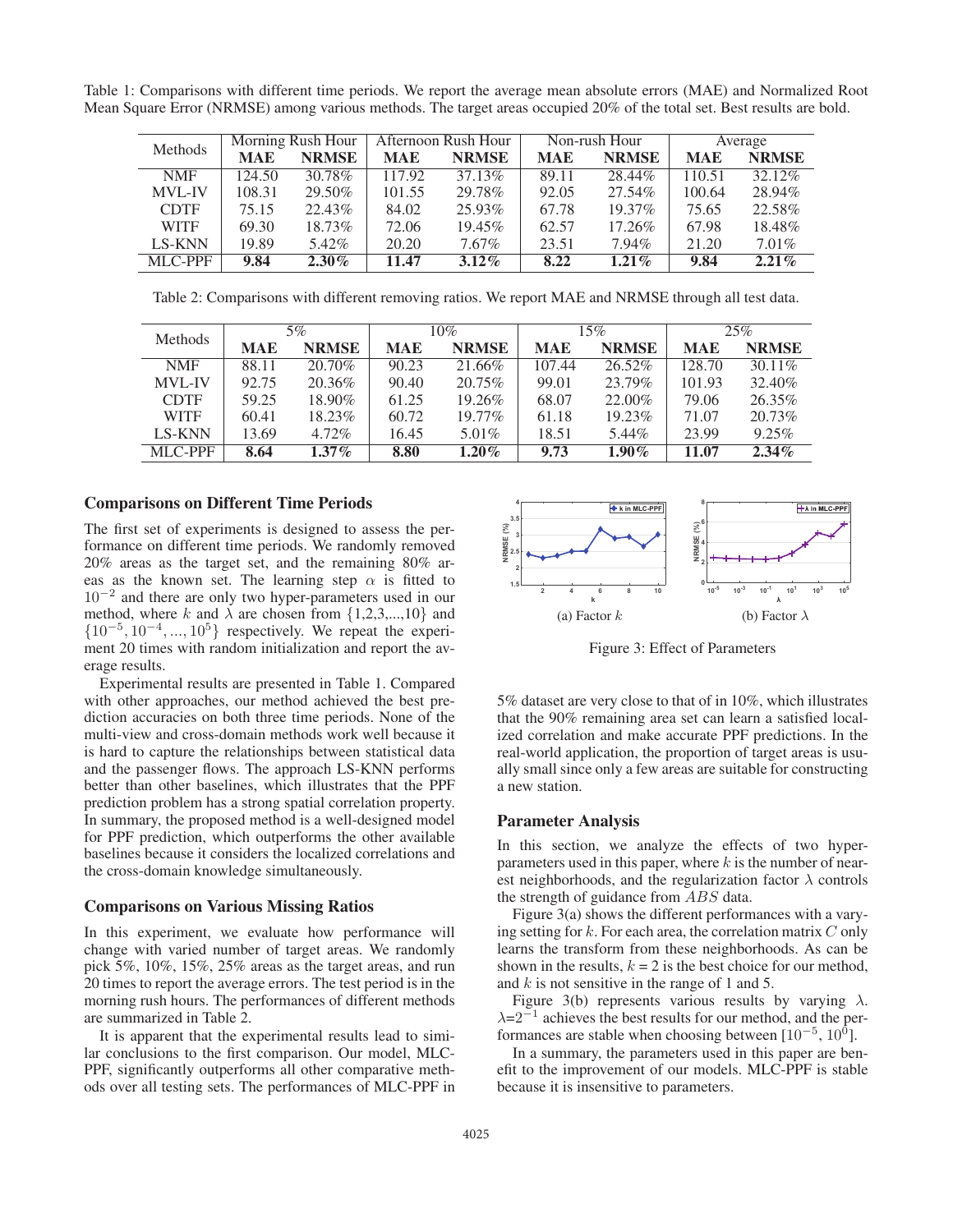Table 1: Comparisons with different time periods. We report the average mean absolute errors (MAE) and Normalized Root Mean Square Error (NRMSE) among various methods. The target areas occupied 20% of the total set. Best results are bold.

| Methods | Morning Rush Hour | | Afternoon Rush Hour | | Non-rush Hour | | Average | |
|---|---|---|---|---|---|---|---|---|
| | **MAE** | **NRMSE** | **MAE** | **NRMSE** | **MAE** | **NRMSE** | **MAE** | **NRMSE** |
| NMF | 124.50 | 30.78% | 117.92 | 37.13% | 89.11 | 28.44% | 110.51 | 32.12% |
| MVL-IV | 108.31 | 29.50% | 101.55 | 29.78% | 92.05 | 27.54% | 100.64 | 28.94% |
| CDTF | 75.15 | 22.43% | 84.02 | 25.93% | 67.78 | 19.37% | 75.65 | 22.58% |
| WITF | 69.30 | 18.73% | 72.06 | 19.45% | 62.57 | 17.26% | 67.98 | 18.48% |
| LS-KNN | 19.89 | 5.42% | 20.20 | 7.67% | 23.51 | 7.94% | 21.20 | 7.01% |
| MLC-PPF | **9.84** | **2.30%** | **11.47** | **3.12%** | **8.22** | **1.21%** | **9.84** | **2.21%** |

Table 2: Comparisons with different removing ratios. We report MAE and NRMSE through all test data.

| Methods | 5% | | 10% | | 15% | | 25% | |
|---|---|---|---|---|---|---|---|---|
| | **MAE** | **NRMSE** | **MAE** | **NRMSE** | **MAE** | **NRMSE** | **MAE** | **NRMSE** |
| NMF | 88.11 | 20.70% | 90.23 | 21.66% | 107.44 | 26.52% | 128.70 | 30.11% |
| MVL-IV | 92.75 | 20.36% | 90.40 | 20.75% | 99.01 | 23.79% | 101.93 | 32.40% |
| CDTF | 59.25 | 18.90% | 61.25 | 19.26% | 68.07 | 22.00% | 79.06 | 26.35% |
| WITF | 60.41 | 18.23% | 60.72 | 19.77% | 61.18 | 19.23% | 71.07 | 20.73% |
| LS-KNN | 13.69 | 4.72% | 16.45 | 5.01% | 18.51 | 5.44% | 23.99 | 9.25% |
| MLC-PPF | **8.64** | **1.37%** | **8.80** | **1.20%** | **9.73** | **1.90%** | **11.07** | **2.34%** |

### Comparisons on Different Time Periods

The first set of experiments is designed to assess the performance on different time periods. We randomly removed 20% areas as the target set, and the remaining 80% areas as the known set. The learning step $\alpha$ is fitted to $10^{-2}$ and there are only two hyper-parameters used in our method, where $k$ and $\lambda$ are chosen from $\{1,2,3,...,10\}$ and $\{10^{-5}, 10^{-4}, ..., 10^{5}\}$ respectively. We repeat the experiment 20 times with random initialization and report the average results.

Experimental results are presented in Table 1. Compared with other approaches, our method achieved the best prediction accuracies on both three time periods. None of the multi-view and cross-domain methods work well because it is hard to capture the relationships between statistical data and the passenger flows. The approach LS-KNN performs better than other baselines, which illustrates that the PPF prediction problem has a strong spatial correlation property. In summary, the proposed method is a well-designed model for PPF prediction, which outperforms the other available baselines because it considers the localized correlations and the cross-domain knowledge simultaneously.

### Comparisons on Various Missing Ratios

In this experiment, we evaluate how performance will change with varied number of target areas. We randomly pick 5%, 10%, 15%, 25% areas as the target areas, and run 20 times to report the average errors. The test period is in the morning rush hours. The performances of different methods are summarized in Table 2.

It is apparent that the experimental results lead to similar conclusions to the first comparison. Our model, MLC-PPF, significantly outperforms all other comparative methods over all testing sets. The performances of MLC-PPF in 5% dataset are very close to that of in 10%, which illustrates that the 90% remaining area set can learn a satisfied localized correlation and make accurate PPF predictions. In the real-world application, the proportion of target areas is usually small since only a few areas are suitable for constructing a new station.

(a) Factor $k$ (b) Factor $\lambda$

Figure 3: Effect of Parameters

### Parameter Analysis

In this section, we analyze the effects of two hyper-parameters used in this paper, where $k$ is the number of nearest neighborhoods, and the regularization factor $\lambda$ controls the strength of guidance from $ABS$ data.

Figure 3(a) shows the different performances with a varying setting for $k$. For each area, the correlation matrix $C$ only learns the transform from these neighborhoods. As can be shown in the results, $k = 2$ is the best choice for our method, and $k$ is not sensitive in the range of 1 and 5.

Figure 3(b) represents various results by varying $\lambda$. $\lambda$=$2^{-1}$ achieves the best results for our method, and the performances are stable when choosing between $[10^{-5}, 10^{0}]$.

In a summary, the parameters used in this paper are benefit to the improvement of our models. MLC-PPF is stable because it is insensitive to parameters.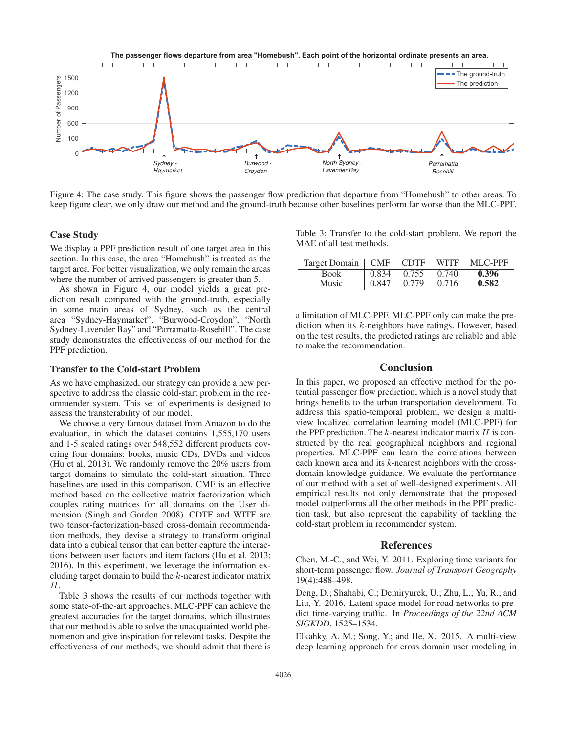Figure 4: The case study. This figure shows the passenger flow prediction that departure from "Homebush" to other areas. To keep figure clear, we only draw our method and the ground-truth because other baselines perform far worse than the MLC-PPF.

### Case Study

We display a PPF prediction result of one target area in this section. In this case, the area "Homebush" is treated as the target area. For better visualization, we only remain the areas where the number of arrived passengers is greater than 5.

As shown in Figure 4, our model yields a great prediction result compared with the ground-truth, especially in some main areas of Sydney, such as the central area "Sydney-Haymarket", "Burwood-Croydon", "North Sydney-Lavender Bay" and "Parramatta-Rosehill". The case study demonstrates the effectiveness of our method for the PPF prediction.

### Transfer to the Cold-start Problem

As we have emphasized, our strategy can provide a new perspective to address the classic cold-start problem in the recommender system. This set of experiments is designed to assess the transferability of our model.

We choose a very famous dataset from Amazon to do the evaluation, in which the dataset contains 1,555,170 users and 1-5 scaled ratings over 548,552 different products covering four domains: books, music CDs, DVDs and videos (Hu et al. 2013). We randomly remove the 20% users from target domains to simulate the cold-start situation. Three baselines are used in this comparison. CMF is an effective method based on the collective matrix factorization which couples rating matrices for all domains on the User dimension (Singh and Gordon 2008). CDTF and WITF are two tensor-factorization-based cross-domain recommendation methods, they devise a strategy to transform original data into a cubical tensor that can better capture the interactions between user factors and item factors (Hu et al. 2013; 2016). In this experiment, we leverage the information excluding target domain to build the $k$-nearest indicator matrix $H$.

Table 3 shows the results of our methods together with some state-of-the-art approaches. MLC-PPF can achieve the greatest accuracies for the target domains, which illustrates that our method is able to solve the unacquainted world phenomenon and give inspiration for relevant tasks. Despite the effectiveness of our methods, we should admit that there is a limitation of MLC-PPF. MLC-PPF only can make the prediction when its $k$-neighbors have ratings. However, based on the test results, the predicted ratings are reliable and able to make the recommendation.

Table 3: Transfer to the cold-start problem. We report the MAE of all test methods.

| Target Domain | CMF | CDTF | WITF | MLC-PPF |
|---|---|---|---|---|
| Book | 0.834 | 0.755 | 0.740 | **0.396** |
| Music | 0.847 | 0.779 | 0.716 | **0.582** |

## Conclusion

In this paper, we proposed an effective method for the potential passenger flow prediction, which is a novel study that brings benefits to the urban transportation development. To address this spatio-temporal problem, we design a multi-view localized correlation learning model (MLC-PPF) for the PPF prediction. The $k$-nearest indicator matrix $H$ is constructed by the real geographical neighbors and regional properties. MLC-PPF can learn the correlations between each known area and its $k$-nearest neighbors with the cross-domain knowledge guidance. We evaluate the performance of our method with a set of well-designed experiments. All empirical results not only demonstrate that the proposed model outperforms all the other methods in the PPF prediction task, but also represent the capability of tackling the cold-start problem in recommender system.

## References

Chen, M.-C., and Wei, Y. 2011. Exploring time variants for short-term passenger flow. *Journal of Transport Geography* 19(4):488–498.

Deng, D.; Shahabi, C.; Demiryurek, U.; Zhu, L.; Yu, R.; and Liu, Y. 2016. Latent space model for road networks to predict time-varying traffic. In *Proceedings of the 22nd ACM SIGKDD*, 1525–1534.

Elkahky, A. M.; Song, Y.; and He, X. 2015. A multi-view deep learning approach for cross domain user modeling in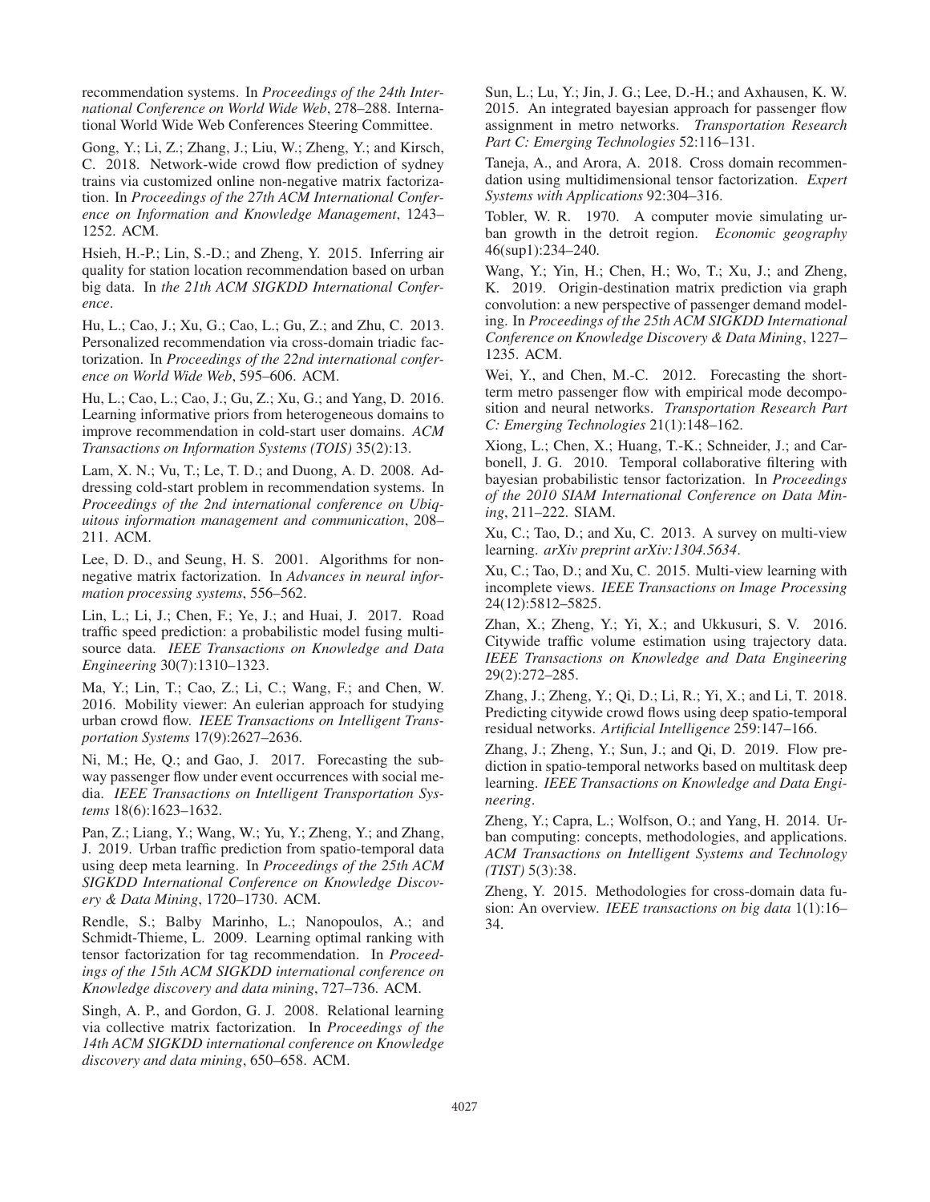recommendation systems. In *Proceedings of the 24th International Conference on World Wide Web*, 278–288. International World Wide Web Conferences Steering Committee.

Gong, Y.; Li, Z.; Zhang, J.; Liu, W.; Zheng, Y.; and Kirsch, C. 2018. Network-wide crowd flow prediction of sydney trains via customized online non-negative matrix factorization. In *Proceedings of the 27th ACM International Conference on Information and Knowledge Management*, 1243–1252. ACM.

Hsieh, H.-P.; Lin, S.-D.; and Zheng, Y. 2015. Inferring air quality for station location recommendation based on urban big data. In *the 21th ACM SIGKDD International Conference*.

Hu, L.; Cao, J.; Xu, G.; Cao, L.; Gu, Z.; and Zhu, C. 2013. Personalized recommendation via cross-domain triadic factorization. In *Proceedings of the 22nd international conference on World Wide Web*, 595–606. ACM.

Hu, L.; Cao, L.; Cao, J.; Gu, Z.; Xu, G.; and Yang, D. 2016. Learning informative priors from heterogeneous domains to improve recommendation in cold-start user domains. *ACM Transactions on Information Systems (TOIS)* 35(2):13.

Lam, X. N.; Vu, T.; Le, T. D.; and Duong, A. D. 2008. Addressing cold-start problem in recommendation systems. In *Proceedings of the 2nd international conference on Ubiquitous information management and communication*, 208–211. ACM.

Lee, D. D., and Seung, H. S. 2001. Algorithms for non-negative matrix factorization. In *Advances in neural information processing systems*, 556–562.

Lin, L.; Li, J.; Chen, F.; Ye, J.; and Huai, J. 2017. Road traffic speed prediction: a probabilistic model fusing multi-source data. *IEEE Transactions on Knowledge and Data Engineering* 30(7):1310–1323.

Ma, Y.; Lin, T.; Cao, Z.; Li, C.; Wang, F.; and Chen, W. 2016. Mobility viewer: An eulerian approach for studying urban crowd flow. *IEEE Transactions on Intelligent Transportation Systems* 17(9):2627–2636.

Ni, M.; He, Q.; and Gao, J. 2017. Forecasting the subway passenger flow under event occurrences with social media. *IEEE Transactions on Intelligent Transportation Systems* 18(6):1623–1632.

Pan, Z.; Liang, Y.; Wang, W.; Yu, Y.; Zheng, Y.; and Zhang, J. 2019. Urban traffic prediction from spatio-temporal data using deep meta learning. In *Proceedings of the 25th ACM SIGKDD International Conference on Knowledge Discovery & Data Mining*, 1720–1730. ACM.

Rendle, S.; Balby Marinho, L.; Nanopoulos, A.; and Schmidt-Thieme, L. 2009. Learning optimal ranking with tensor factorization for tag recommendation. In *Proceedings of the 15th ACM SIGKDD international conference on Knowledge discovery and data mining*, 727–736. ACM.

Singh, A. P., and Gordon, G. J. 2008. Relational learning via collective matrix factorization. In *Proceedings of the 14th ACM SIGKDD international conference on Knowledge discovery and data mining*, 650–658. ACM.

Sun, L.; Lu, Y.; Jin, J. G.; Lee, D.-H.; and Axhausen, K. W. 2015. An integrated bayesian approach for passenger flow assignment in metro networks. *Transportation Research Part C: Emerging Technologies* 52:116–131.

Taneja, A., and Arora, A. 2018. Cross domain recommendation using multidimensional tensor factorization. *Expert Systems with Applications* 92:304–316.

Tobler, W. R. 1970. A computer movie simulating urban growth in the detroit region. *Economic geography* 46(sup1):234–240.

Wang, Y.; Yin, H.; Chen, H.; Wo, T.; Xu, J.; and Zheng, K. 2019. Origin-destination matrix prediction via graph convolution: a new perspective of passenger demand modeling. In *Proceedings of the 25th ACM SIGKDD International Conference on Knowledge Discovery & Data Mining*, 1227–1235. ACM.

Wei, Y., and Chen, M.-C. 2012. Forecasting the short-term metro passenger flow with empirical mode decomposition and neural networks. *Transportation Research Part C: Emerging Technologies* 21(1):148–162.

Xiong, L.; Chen, X.; Huang, T.-K.; Schneider, J.; and Carbonell, J. G. 2010. Temporal collaborative filtering with bayesian probabilistic tensor factorization. In *Proceedings of the 2010 SIAM International Conference on Data Mining*, 211–222. SIAM.

Xu, C.; Tao, D.; and Xu, C. 2013. A survey on multi-view learning. *arXiv preprint arXiv:1304.5634*.

Xu, C.; Tao, D.; and Xu, C. 2015. Multi-view learning with incomplete views. *IEEE Transactions on Image Processing* 24(12):5812–5825.

Zhan, X.; Zheng, Y.; Yi, X.; and Ukkusuri, S. V. 2016. Citywide traffic volume estimation using trajectory data. *IEEE Transactions on Knowledge and Data Engineering* 29(2):272–285.

Zhang, J.; Zheng, Y.; Qi, D.; Li, R.; Yi, X.; and Li, T. 2018. Predicting citywide crowd flows using deep spatio-temporal residual networks. *Artificial Intelligence* 259:147–166.

Zhang, J.; Zheng, Y.; Sun, J.; and Qi, D. 2019. Flow prediction in spatio-temporal networks based on multitask deep learning. *IEEE Transactions on Knowledge and Data Engineering*.

Zheng, Y.; Capra, L.; Wolfson, O.; and Yang, H. 2014. Urban computing: concepts, methodologies, and applications. *ACM Transactions on Intelligent Systems and Technology (TIST)* 5(3):38.

Zheng, Y. 2015. Methodologies for cross-domain data fusion: An overview. *IEEE transactions on big data* 1(1):16–34.